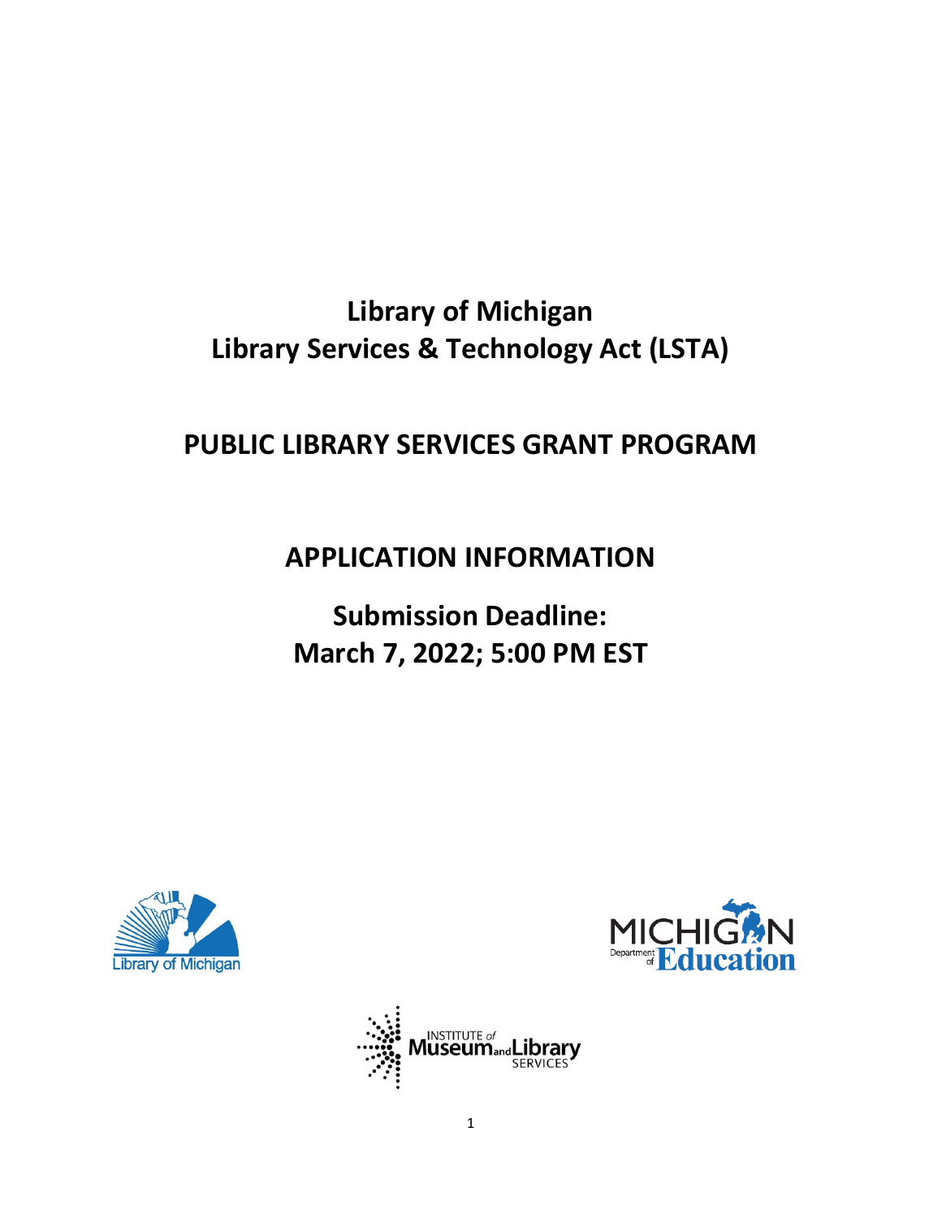# Library of Michigan
# Library Services & Technology Act (LSTA)

## PUBLIC LIBRARY SERVICES GRANT PROGRAM

## APPLICATION INFORMATION

## Submission Deadline: March 7, 2022; 5:00 PM EST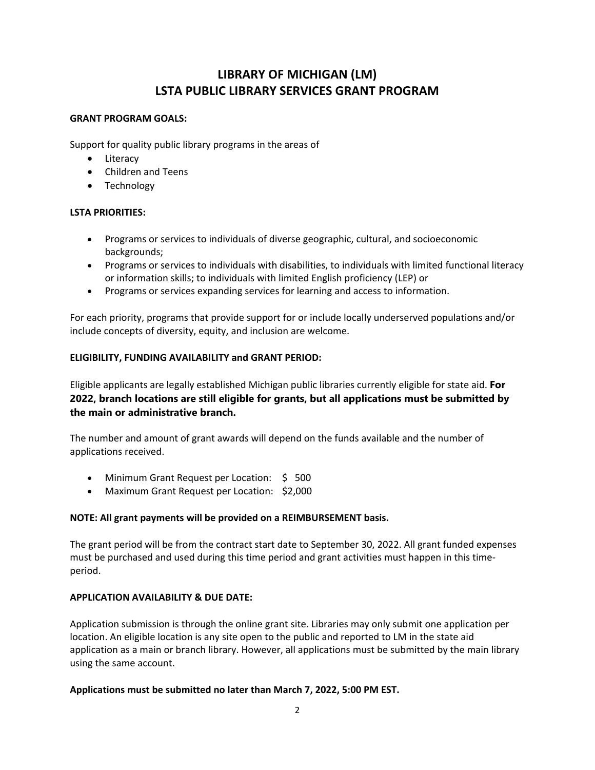# LIBRARY OF MICHIGAN (LM)
# LSTA PUBLIC LIBRARY SERVICES GRANT PROGRAM

**GRANT PROGRAM GOALS:**

Support for quality public library programs in the areas of

- Literacy
- Children and Teens
- Technology

**LSTA PRIORITIES:**

- Programs or services to individuals of diverse geographic, cultural, and socioeconomic backgrounds;
- Programs or services to individuals with disabilities, to individuals with limited functional literacy or information skills; to individuals with limited English proficiency (LEP) or
- Programs or services expanding services for learning and access to information.

For each priority, programs that provide support for or include locally underserved populations and/or include concepts of diversity, equity, and inclusion are welcome.

**ELIGIBILITY, FUNDING AVAILABILITY and GRANT PERIOD:**

Eligible applicants are legally established Michigan public libraries currently eligible for state aid. **For 2022, branch locations are still eligible for grants, but all applications must be submitted by the main or administrative branch.**

The number and amount of grant awards will depend on the funds available and the number of applications received.

- Minimum Grant Request per Location: $ 500
- Maximum Grant Request per Location: $2,000

**NOTE: All grant payments will be provided on a REIMBURSEMENT basis.**

The grant period will be from the contract start date to September 30, 2022. All grant funded expenses must be purchased and used during this time period and grant activities must happen in this time-period.

**APPLICATION AVAILABILITY & DUE DATE:**

Application submission is through the online grant site. Libraries may only submit one application per location. An eligible location is any site open to the public and reported to LM in the state aid application as a main or branch library. However, all applications must be submitted by the main library using the same account.

**Applications must be submitted no later than March 7, 2022, 5:00 PM EST.**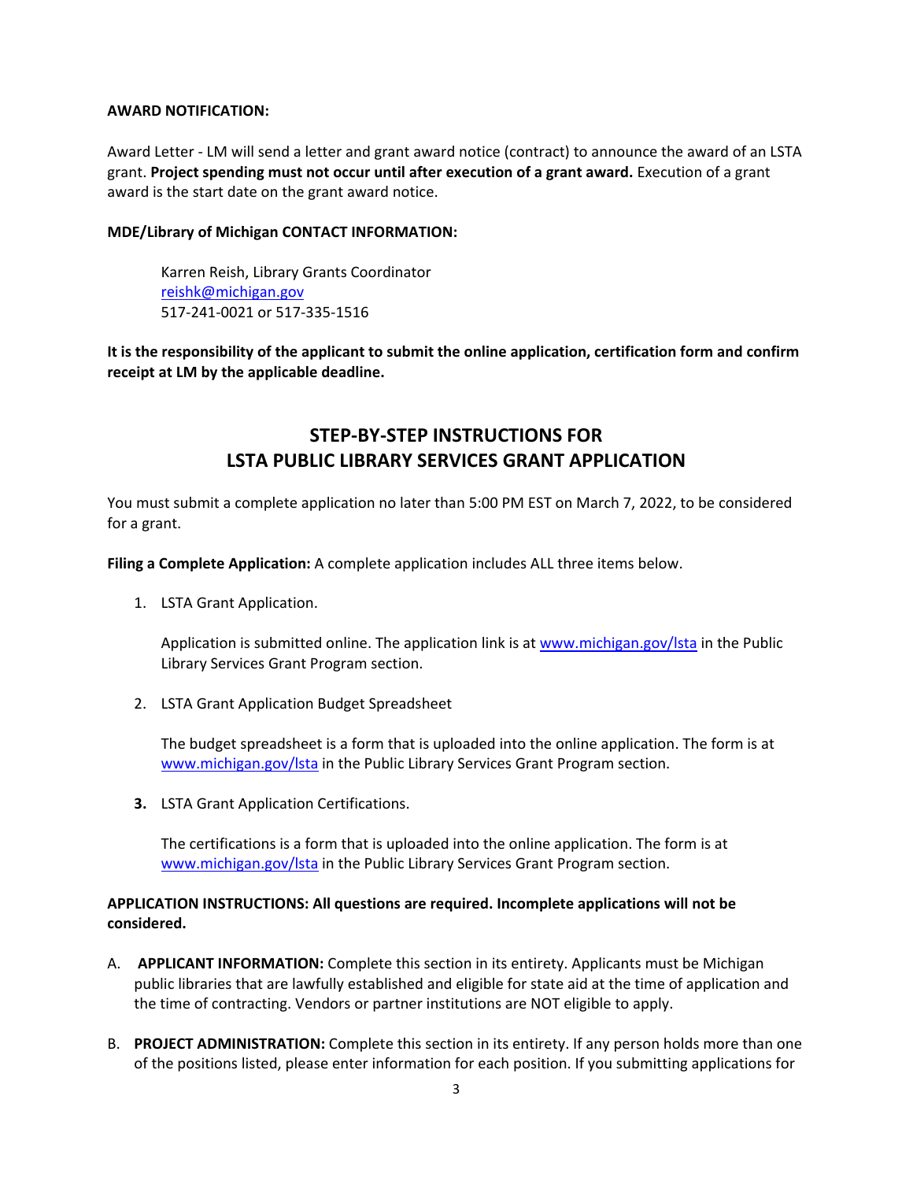**AWARD NOTIFICATION:**

Award Letter - LM will send a letter and grant award notice (contract) to announce the award of an LSTA grant. **Project spending must not occur until after execution of a grant award.** Execution of a grant award is the start date on the grant award notice.

**MDE/Library of Michigan CONTACT INFORMATION:**

> Karren Reish, Library Grants Coordinator
> reishk@michigan.gov
> 517-241-0021 or 517-335-1516

**It is the responsibility of the applicant to submit the online application, certification form and confirm receipt at LM by the applicable deadline.**

## STEP-BY-STEP INSTRUCTIONS FOR LSTA PUBLIC LIBRARY SERVICES GRANT APPLICATION

You must submit a complete application no later than 5:00 PM EST on March 7, 2022, to be considered for a grant.

**Filing a Complete Application:** A complete application includes ALL three items below.

1. LSTA Grant Application.

   Application is submitted online. The application link is at www.michigan.gov/lsta in the Public Library Services Grant Program section.

2. LSTA Grant Application Budget Spreadsheet

   The budget spreadsheet is a form that is uploaded into the online application. The form is at www.michigan.gov/lsta in the Public Library Services Grant Program section.

3. LSTA Grant Application Certifications.

   The certifications is a form that is uploaded into the online application. The form is at www.michigan.gov/lsta in the Public Library Services Grant Program section.

**APPLICATION INSTRUCTIONS: All questions are required. Incomplete applications will not be considered.**

A. **APPLICANT INFORMATION:** Complete this section in its entirety. Applicants must be Michigan public libraries that are lawfully established and eligible for state aid at the time of application and the time of contracting. Vendors or partner institutions are NOT eligible to apply.

B. **PROJECT ADMINISTRATION:** Complete this section in its entirety. If any person holds more than one of the positions listed, please enter information for each position. If you submitting applications for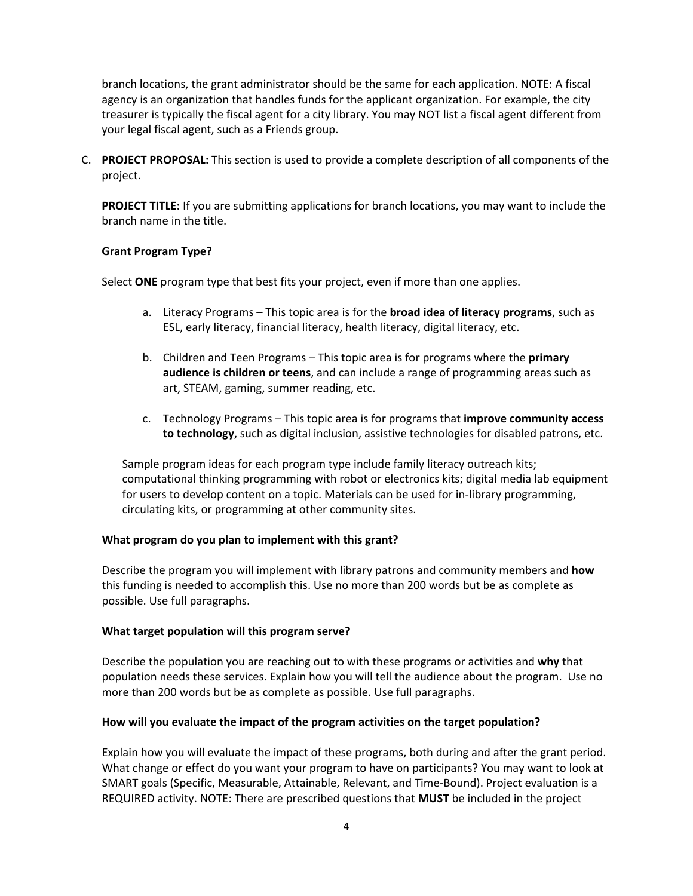branch locations, the grant administrator should be the same for each application. NOTE: A fiscal agency is an organization that handles funds for the applicant organization. For example, the city treasurer is typically the fiscal agent for a city library. You may NOT list a fiscal agent different from your legal fiscal agent, such as a Friends group.

C. **PROJECT PROPOSAL:** This section is used to provide a complete description of all components of the project.

**PROJECT TITLE:** If you are submitting applications for branch locations, you may want to include the branch name in the title.

**Grant Program Type?**

Select **ONE** program type that best fits your project, even if more than one applies.

a. Literacy Programs – This topic area is for the **broad idea of literacy programs**, such as ESL, early literacy, financial literacy, health literacy, digital literacy, etc.

b. Children and Teen Programs – This topic area is for programs where the **primary audience is children or teens**, and can include a range of programming areas such as art, STEAM, gaming, summer reading, etc.

c. Technology Programs – This topic area is for programs that **improve community access to technology**, such as digital inclusion, assistive technologies for disabled patrons, etc.

Sample program ideas for each program type include family literacy outreach kits; computational thinking programming with robot or electronics kits; digital media lab equipment for users to develop content on a topic. Materials can be used for in-library programming, circulating kits, or programming at other community sites.

**What program do you plan to implement with this grant?**

Describe the program you will implement with library patrons and community members and **how** this funding is needed to accomplish this. Use no more than 200 words but be as complete as possible. Use full paragraphs.

**What target population will this program serve?**

Describe the population you are reaching out to with these programs or activities and **why** that population needs these services. Explain how you will tell the audience about the program. Use no more than 200 words but be as complete as possible. Use full paragraphs.

**How will you evaluate the impact of the program activities on the target population?**

Explain how you will evaluate the impact of these programs, both during and after the grant period. What change or effect do you want your program to have on participants? You may want to look at SMART goals (Specific, Measurable, Attainable, Relevant, and Time-Bound). Project evaluation is a REQUIRED activity. NOTE: There are prescribed questions that **MUST** be included in the project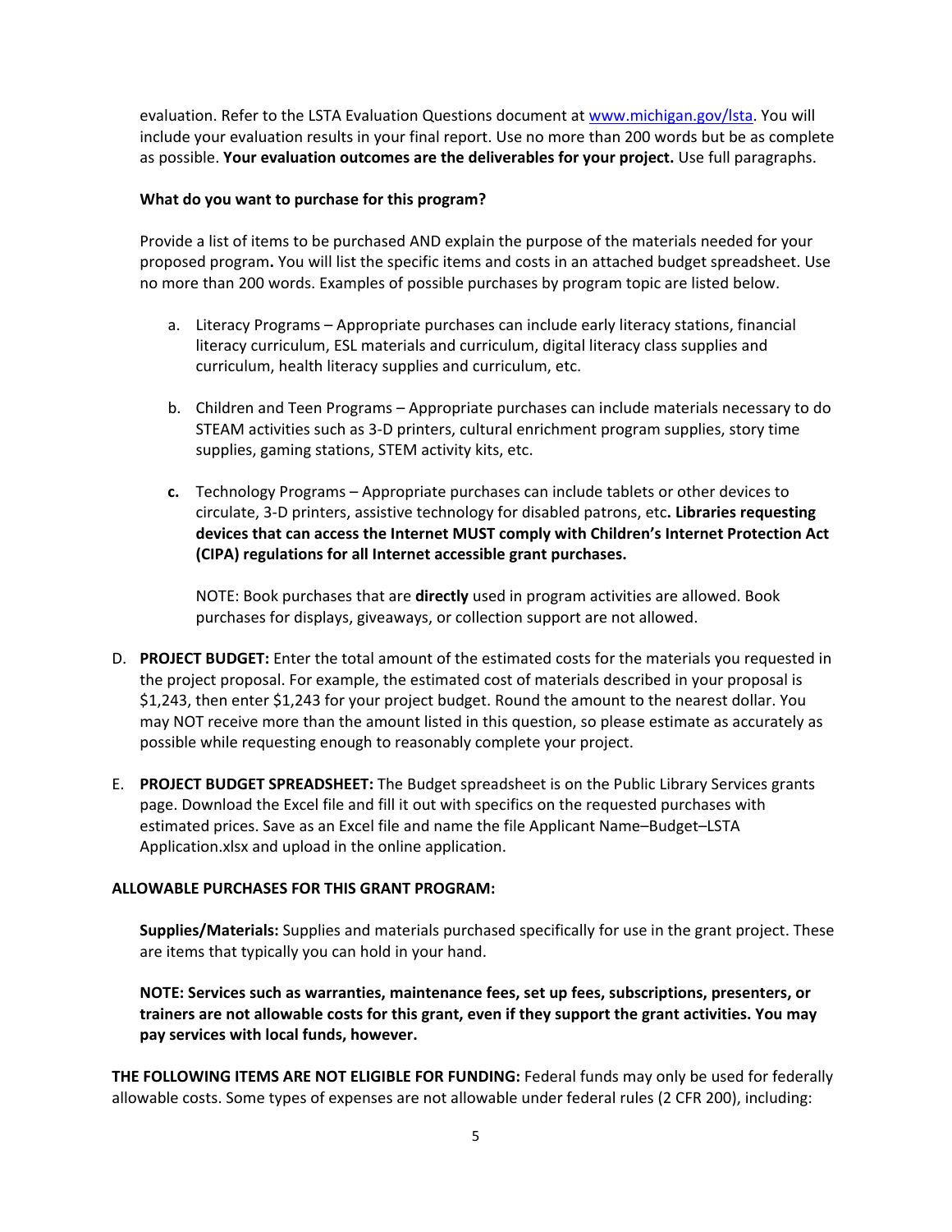evaluation. Refer to the LSTA Evaluation Questions document at www.michigan.gov/lsta. You will include your evaluation results in your final report. Use no more than 200 words but be as complete as possible. **Your evaluation outcomes are the deliverables for your project.** Use full paragraphs.

**What do you want to purchase for this program?**

Provide a list of items to be purchased AND explain the purpose of the materials needed for your proposed program**.** You will list the specific items and costs in an attached budget spreadsheet. Use no more than 200 words. Examples of possible purchases by program topic are listed below.

a. Literacy Programs – Appropriate purchases can include early literacy stations, financial literacy curriculum, ESL materials and curriculum, digital literacy class supplies and curriculum, health literacy supplies and curriculum, etc.

b. Children and Teen Programs – Appropriate purchases can include materials necessary to do STEAM activities such as 3-D printers, cultural enrichment program supplies, story time supplies, gaming stations, STEM activity kits, etc.

**c.** Technology Programs – Appropriate purchases can include tablets or other devices to circulate, 3-D printers, assistive technology for disabled patrons, etc**. Libraries requesting devices that can access the Internet MUST comply with Children's Internet Protection Act (CIPA) regulations for all Internet accessible grant purchases.**

NOTE: Book purchases that are **directly** used in program activities are allowed. Book purchases for displays, giveaways, or collection support are not allowed.

D. **PROJECT BUDGET:** Enter the total amount of the estimated costs for the materials you requested in the project proposal. For example, the estimated cost of materials described in your proposal is $1,243, then enter $1,243 for your project budget. Round the amount to the nearest dollar. You may NOT receive more than the amount listed in this question, so please estimate as accurately as possible while requesting enough to reasonably complete your project.

E. **PROJECT BUDGET SPREADSHEET:** The Budget spreadsheet is on the Public Library Services grants page. Download the Excel file and fill it out with specifics on the requested purchases with estimated prices. Save as an Excel file and name the file Applicant Name–Budget–LSTA Application.xlsx and upload in the online application.

**ALLOWABLE PURCHASES FOR THIS GRANT PROGRAM:**

**Supplies/Materials:** Supplies and materials purchased specifically for use in the grant project. These are items that typically you can hold in your hand.

**NOTE: Services such as warranties, maintenance fees, set up fees, subscriptions, presenters, or trainers are not allowable costs for this grant, even if they support the grant activities. You may pay services with local funds, however.**

**THE FOLLOWING ITEMS ARE NOT ELIGIBLE FOR FUNDING:** Federal funds may only be used for federally allowable costs. Some types of expenses are not allowable under federal rules (2 CFR 200), including: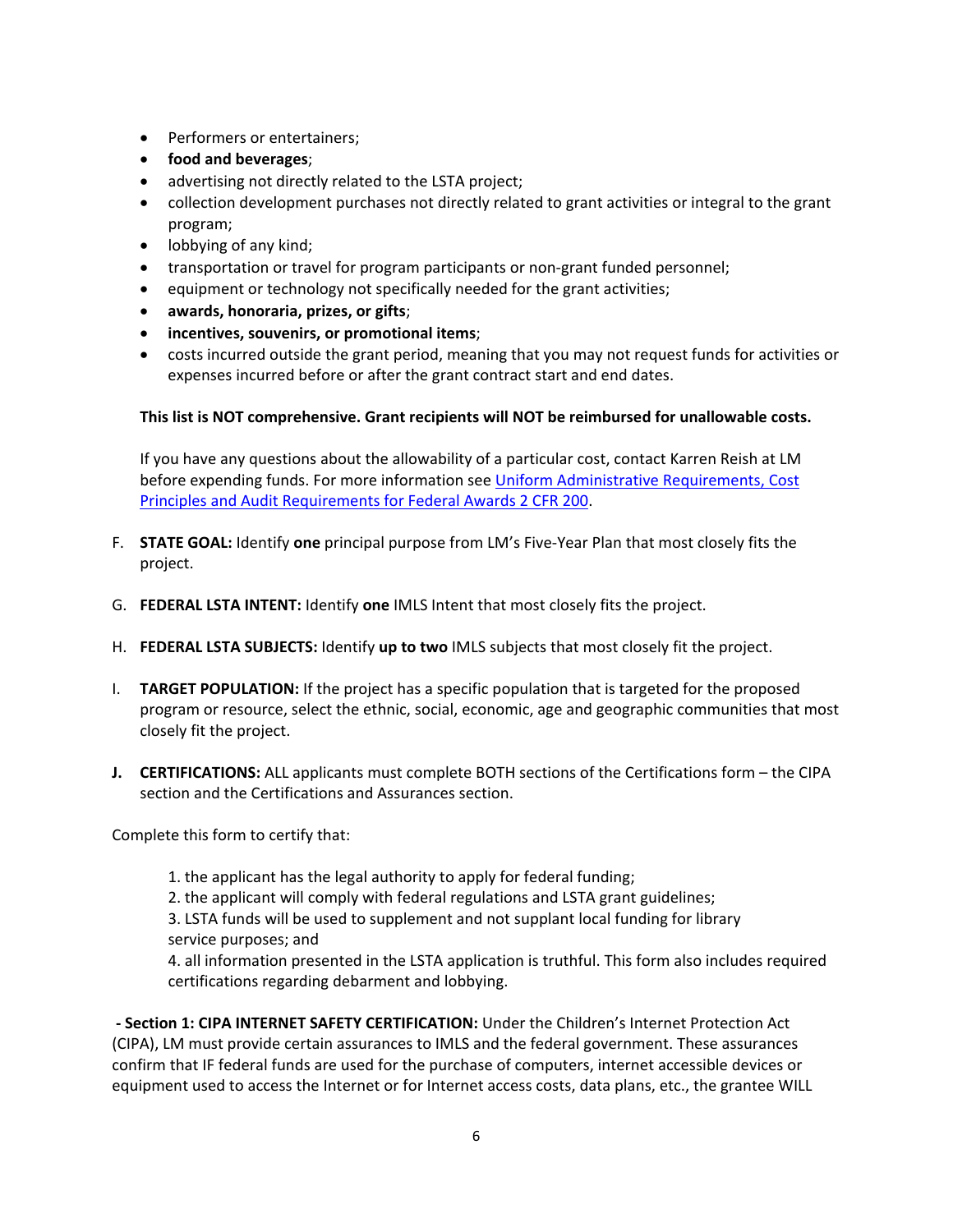- Performers or entertainers;
- **food and beverages**;
- advertising not directly related to the LSTA project;
- collection development purchases not directly related to grant activities or integral to the grant program;
- lobbying of any kind;
- transportation or travel for program participants or non-grant funded personnel;
- equipment or technology not specifically needed for the grant activities;
- **awards, honoraria, prizes, or gifts**;
- **incentives, souvenirs, or promotional items**;
- costs incurred outside the grant period, meaning that you may not request funds for activities or expenses incurred before or after the grant contract start and end dates.

**This list is NOT comprehensive. Grant recipients will NOT be reimbursed for unallowable costs.**

If you have any questions about the allowability of a particular cost, contact Karren Reish at LM before expending funds. For more information see [Uniform Administrative Requirements, Cost Principles and Audit Requirements for Federal Awards 2 CFR 200](Uniform Administrative Requirements, Cost Principles and Audit Requirements for Federal Awards 2 CFR 200).

F. **STATE GOAL:** Identify **one** principal purpose from LM's Five-Year Plan that most closely fits the project.

G. **FEDERAL LSTA INTENT:** Identify **one** IMLS Intent that most closely fits the project.

H. **FEDERAL LSTA SUBJECTS:** Identify **up to two** IMLS subjects that most closely fit the project.

I. **TARGET POPULATION:** If the project has a specific population that is targeted for the proposed program or resource, select the ethnic, social, economic, age and geographic communities that most closely fit the project.

**J.** **CERTIFICATIONS:** ALL applicants must complete BOTH sections of the Certifications form – the CIPA section and the Certifications and Assurances section.

Complete this form to certify that:

1. the applicant has the legal authority to apply for federal funding;
2. the applicant will comply with federal regulations and LSTA grant guidelines;
3. LSTA funds will be used to supplement and not supplant local funding for library service purposes; and
4. all information presented in the LSTA application is truthful. This form also includes required certifications regarding debarment and lobbying.

**- Section 1: CIPA INTERNET SAFETY CERTIFICATION:** Under the Children's Internet Protection Act (CIPA), LM must provide certain assurances to IMLS and the federal government. These assurances confirm that IF federal funds are used for the purchase of computers, internet accessible devices or equipment used to access the Internet or for Internet access costs, data plans, etc., the grantee WILL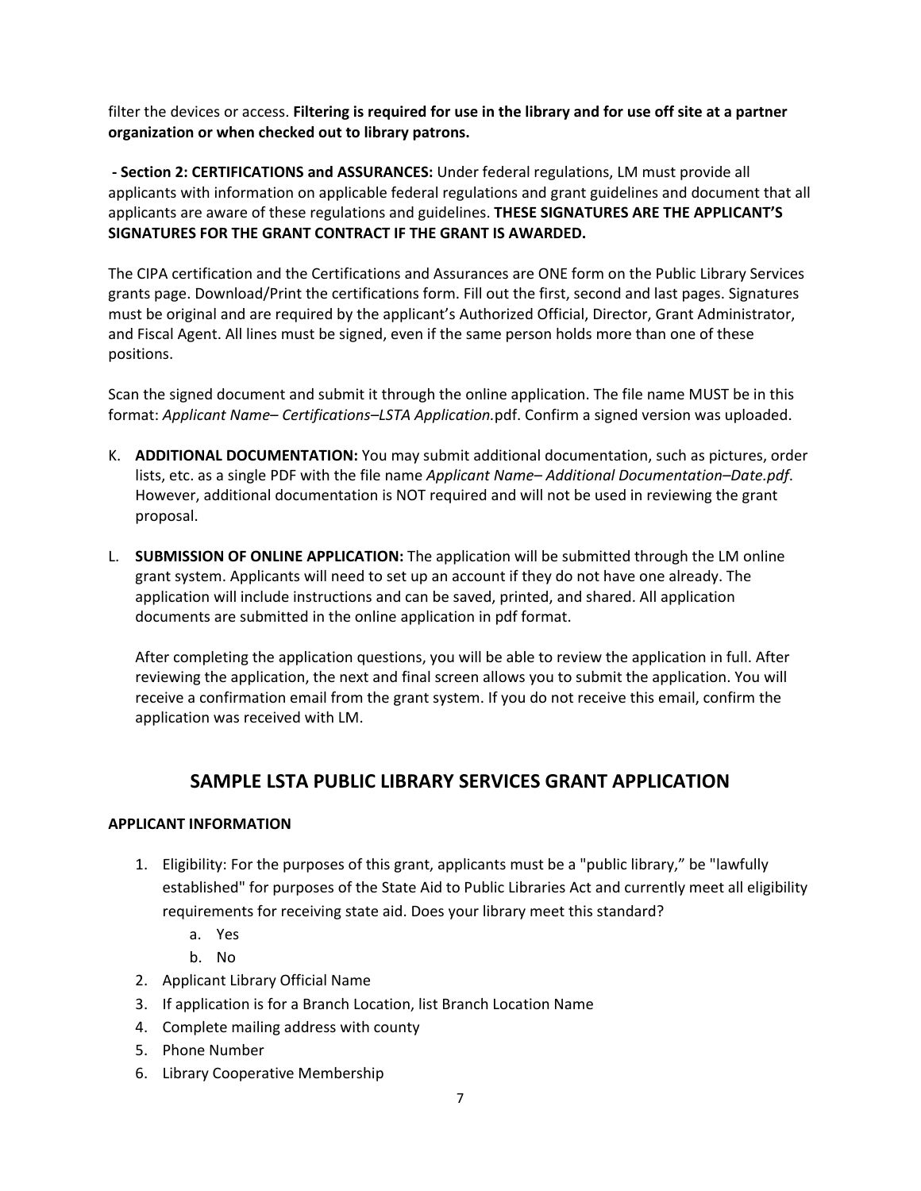filter the devices or access. **Filtering is required for use in the library and for use off site at a partner organization or when checked out to library patrons.**

**- Section 2: CERTIFICATIONS and ASSURANCES:** Under federal regulations, LM must provide all applicants with information on applicable federal regulations and grant guidelines and document that all applicants are aware of these regulations and guidelines. **THESE SIGNATURES ARE THE APPLICANT'S SIGNATURES FOR THE GRANT CONTRACT IF THE GRANT IS AWARDED.**

The CIPA certification and the Certifications and Assurances are ONE form on the Public Library Services grants page. Download/Print the certifications form. Fill out the first, second and last pages. Signatures must be original and are required by the applicant's Authorized Official, Director, Grant Administrator, and Fiscal Agent. All lines must be signed, even if the same person holds more than one of these positions.

Scan the signed document and submit it through the online application. The file name MUST be in this format: *Applicant Name– Certifications–LSTA Application.*pdf. Confirm a signed version was uploaded.

K. **ADDITIONAL DOCUMENTATION:** You may submit additional documentation, such as pictures, order lists, etc. as a single PDF with the file name *Applicant Name– Additional Documentation–Date.pdf*. However, additional documentation is NOT required and will not be used in reviewing the grant proposal.

L. **SUBMISSION OF ONLINE APPLICATION:** The application will be submitted through the LM online grant system. Applicants will need to set up an account if they do not have one already. The application will include instructions and can be saved, printed, and shared. All application documents are submitted in the online application in pdf format.

   After completing the application questions, you will be able to review the application in full. After reviewing the application, the next and final screen allows you to submit the application. You will receive a confirmation email from the grant system. If you do not receive this email, confirm the application was received with LM.

## SAMPLE LSTA PUBLIC LIBRARY SERVICES GRANT APPLICATION

**APPLICANT INFORMATION**

1. Eligibility: For the purposes of this grant, applicants must be a "public library," be "lawfully established" for purposes of the State Aid to Public Libraries Act and currently meet all eligibility requirements for receiving state aid. Does your library meet this standard?
   a. Yes
   b. No
2. Applicant Library Official Name
3. If application is for a Branch Location, list Branch Location Name
4. Complete mailing address with county
5. Phone Number
6. Library Cooperative Membership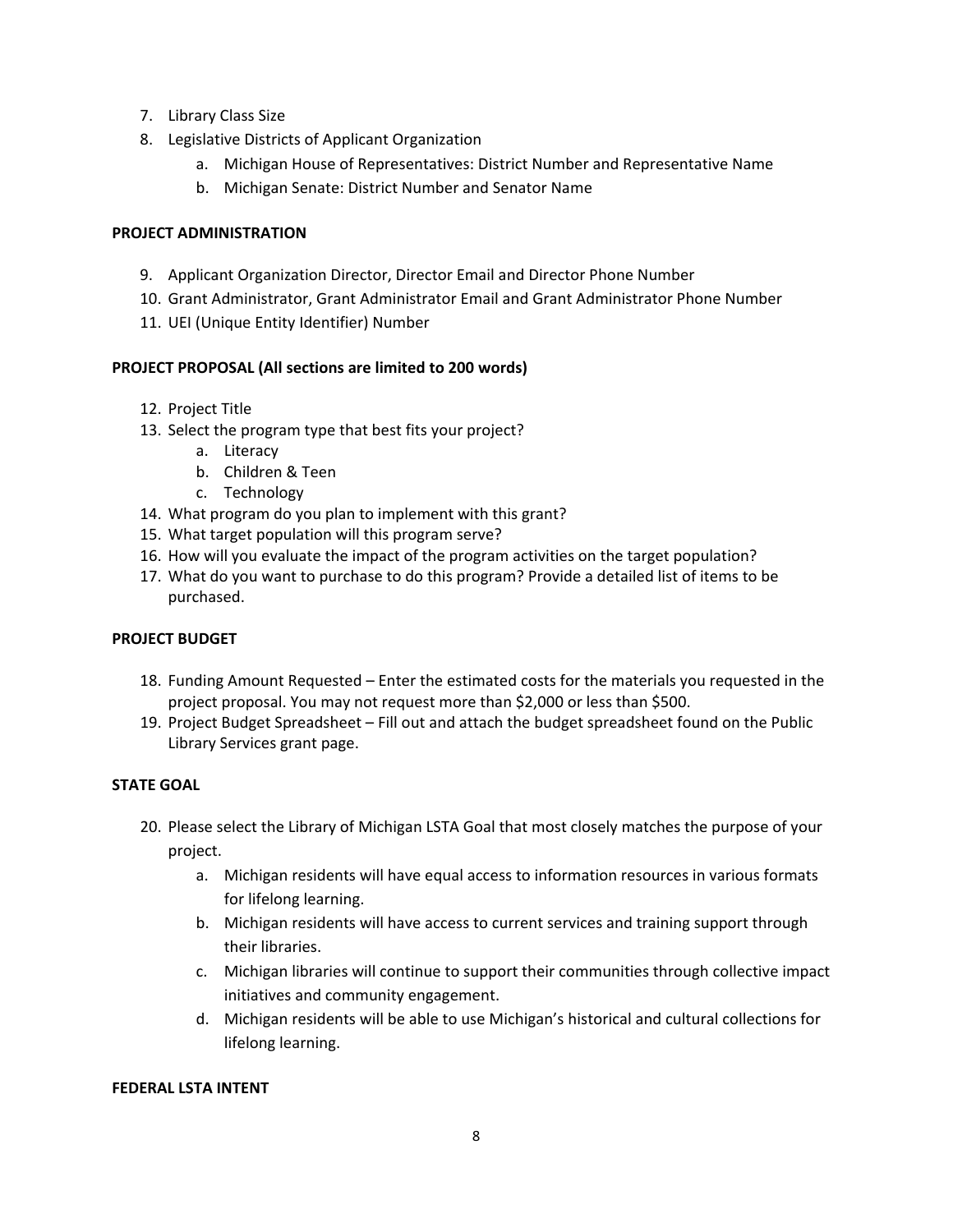7. Library Class Size
8. Legislative Districts of Applicant Organization
    a. Michigan House of Representatives: District Number and Representative Name
    b. Michigan Senate: District Number and Senator Name

**PROJECT ADMINISTRATION**

9. Applicant Organization Director, Director Email and Director Phone Number
10. Grant Administrator, Grant Administrator Email and Grant Administrator Phone Number
11. UEI (Unique Entity Identifier) Number

**PROJECT PROPOSAL (All sections are limited to 200 words)**

12. Project Title
13. Select the program type that best fits your project?
    a. Literacy
    b. Children & Teen
    c. Technology
14. What program do you plan to implement with this grant?
15. What target population will this program serve?
16. How will you evaluate the impact of the program activities on the target population?
17. What do you want to purchase to do this program? Provide a detailed list of items to be purchased.

**PROJECT BUDGET**

18. Funding Amount Requested – Enter the estimated costs for the materials you requested in the project proposal. You may not request more than $2,000 or less than $500.
19. Project Budget Spreadsheet – Fill out and attach the budget spreadsheet found on the Public Library Services grant page.

**STATE GOAL**

20. Please select the Library of Michigan LSTA Goal that most closely matches the purpose of your project.
    a. Michigan residents will have equal access to information resources in various formats for lifelong learning.
    b. Michigan residents will have access to current services and training support through their libraries.
    c. Michigan libraries will continue to support their communities through collective impact initiatives and community engagement.
    d. Michigan residents will be able to use Michigan's historical and cultural collections for lifelong learning.

**FEDERAL LSTA INTENT**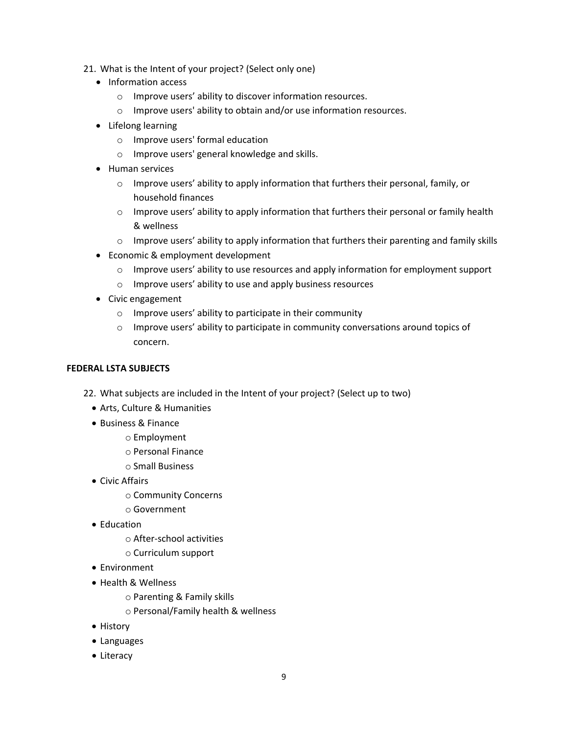21. What is the Intent of your project? (Select only one)
    - Information access
        - Improve users' ability to discover information resources.
        - Improve users' ability to obtain and/or use information resources.
    - Lifelong learning
        - Improve users' formal education
        - Improve users' general knowledge and skills.
    - Human services
        - Improve users' ability to apply information that furthers their personal, family, or household finances
        - Improve users' ability to apply information that furthers their personal or family health & wellness
        - Improve users' ability to apply information that furthers their parenting and family skills
    - Economic & employment development
        - Improve users' ability to use resources and apply information for employment support
        - Improve users' ability to use and apply business resources
    - Civic engagement
        - Improve users' ability to participate in their community
        - Improve users' ability to participate in community conversations around topics of concern.

**FEDERAL LSTA SUBJECTS**

22. What subjects are included in the Intent of your project? (Select up to two)
    - Arts, Culture & Humanities
    - Business & Finance
        - Employment
        - Personal Finance
        - Small Business
    - Civic Affairs
        - Community Concerns
        - Government
    - Education
        - After-school activities
        - Curriculum support
    - Environment
    - Health & Wellness
        - Parenting & Family skills
        - Personal/Family health & wellness
    - History
    - Languages
    - Literacy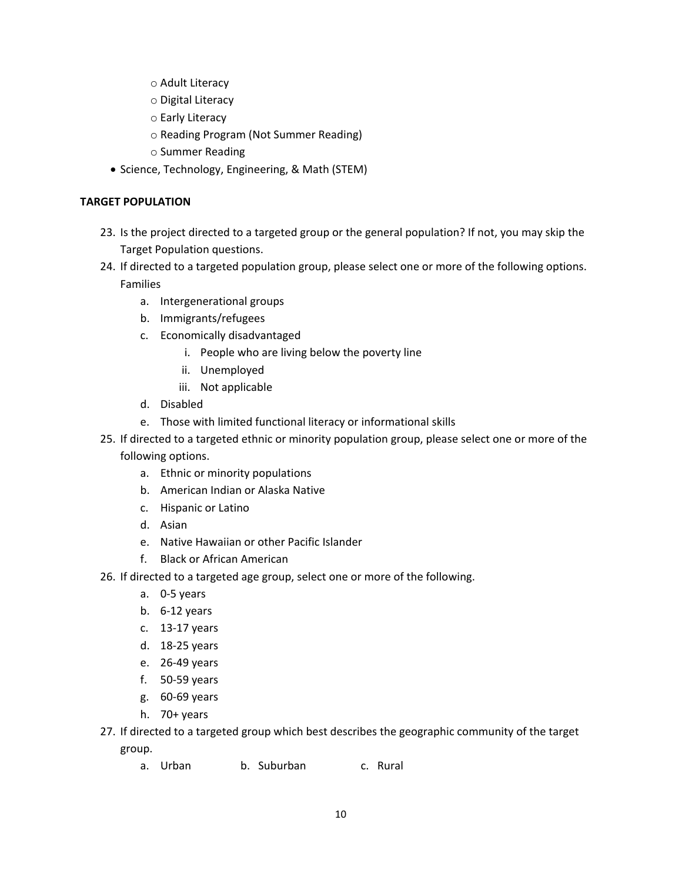- Adult Literacy
  - Digital Literacy
  - Early Literacy
  - Reading Program (Not Summer Reading)
  - Summer Reading
- Science, Technology, Engineering, & Math (STEM)

**TARGET POPULATION**

23. Is the project directed to a targeted group or the general population? If not, you may skip the Target Population questions.
24. If directed to a targeted population group, please select one or more of the following options. Families
    a. Intergenerational groups
    b. Immigrants/refugees
    c. Economically disadvantaged
        i. People who are living below the poverty line
        ii. Unemployed
        iii. Not applicable
    d. Disabled
    e. Those with limited functional literacy or informational skills
25. If directed to a targeted ethnic or minority population group, please select one or more of the following options.
    a. Ethnic or minority populations
    b. American Indian or Alaska Native
    c. Hispanic or Latino
    d. Asian
    e. Native Hawaiian or other Pacific Islander
    f. Black or African American
26. If directed to a targeted age group, select one or more of the following.
    a. 0-5 years
    b. 6-12 years
    c. 13-17 years
    d. 18-25 years
    e. 26-49 years
    f. 50-59 years
    g. 60-69 years
    h. 70+ years
27. If directed to a targeted group which best describes the geographic community of the target group.
    a. Urban  b. Suburban  c. Rural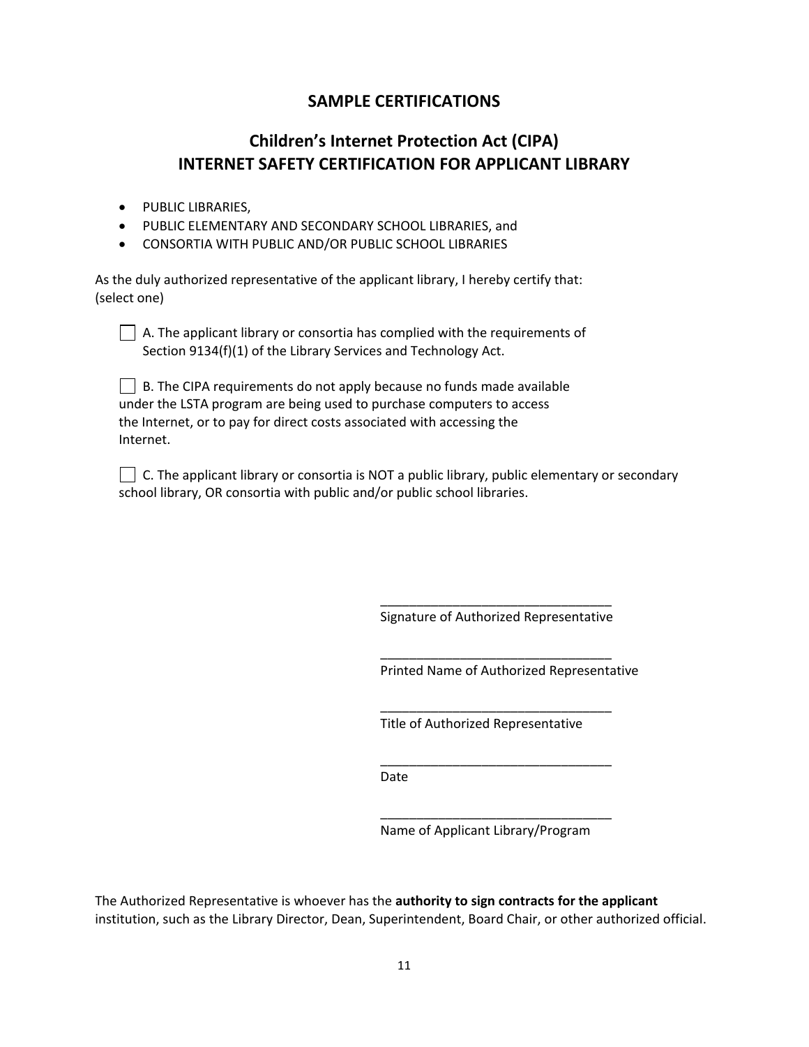## SAMPLE CERTIFICATIONS

## Children's Internet Protection Act (CIPA) INTERNET SAFETY CERTIFICATION FOR APPLICANT LIBRARY

- PUBLIC LIBRARIES,
- PUBLIC ELEMENTARY AND SECONDARY SCHOOL LIBRARIES, and
- CONSORTIA WITH PUBLIC AND/OR PUBLIC SCHOOL LIBRARIES

As the duly authorized representative of the applicant library, I hereby certify that: (select one)

☐ A. The applicant library or consortia has complied with the requirements of Section 9134(f)(1) of the Library Services and Technology Act.

☐ B. The CIPA requirements do not apply because no funds made available under the LSTA program are being used to purchase computers to access the Internet, or to pay for direct costs associated with accessing the Internet.

☐ C. The applicant library or consortia is NOT a public library, public elementary or secondary school library, OR consortia with public and/or public school libraries.

________________________________
Signature of Authorized Representative

________________________________
Printed Name of Authorized Representative

________________________________
Title of Authorized Representative

________________________________
Date

________________________________
Name of Applicant Library/Program

The Authorized Representative is whoever has the **authority to sign contracts for the applicant** institution, such as the Library Director, Dean, Superintendent, Board Chair, or other authorized official.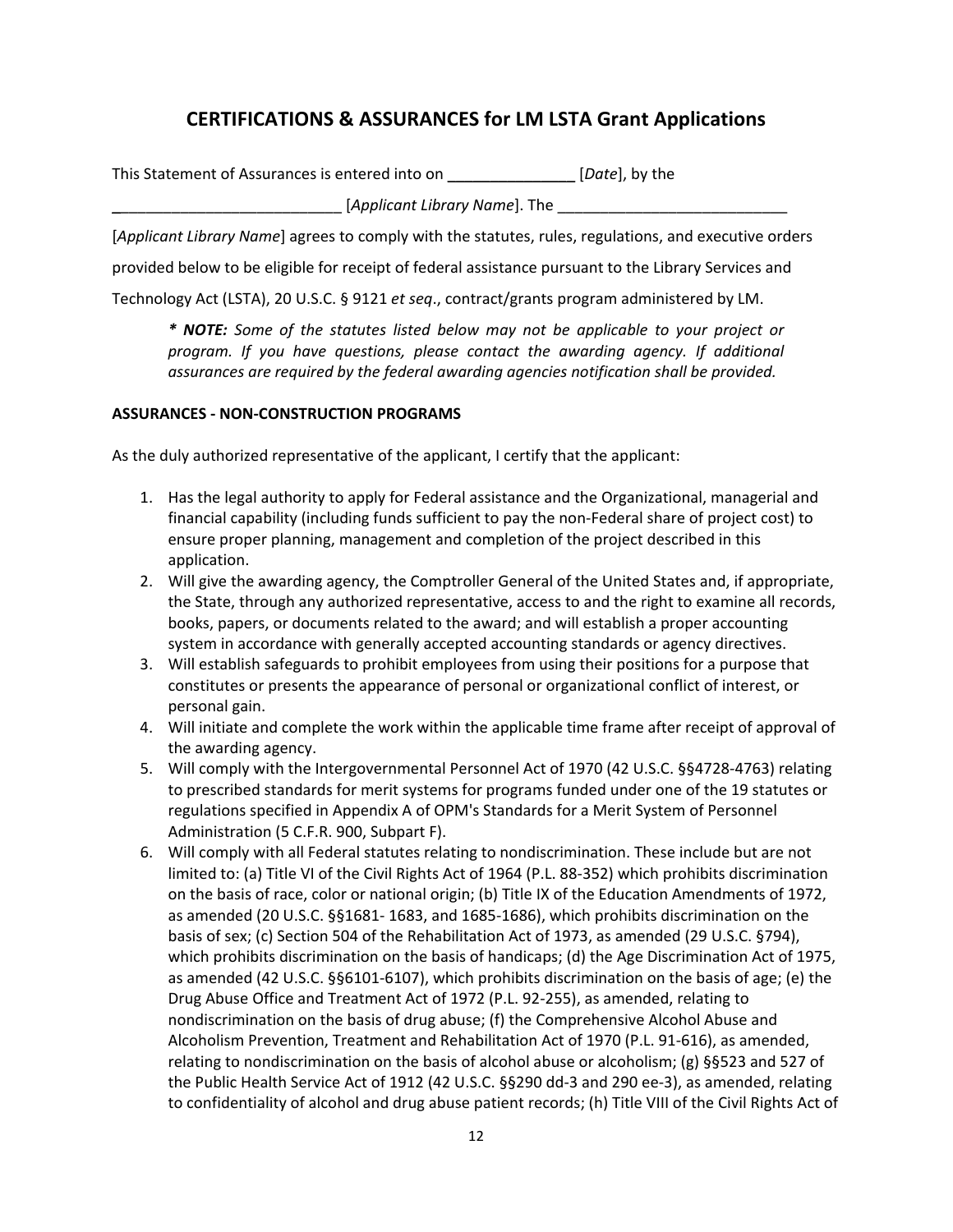## CERTIFICATIONS & ASSURANCES for LM LSTA Grant Applications

This Statement of Assurances is entered into on _______________ [*Date*], by the

___________________________ [*Applicant Library Name*]. The ____________________________

[*Applicant Library Name*] agrees to comply with the statutes, rules, regulations, and executive orders provided below to be eligible for receipt of federal assistance pursuant to the Library Services and Technology Act (LSTA), 20 U.S.C. § 9121 *et seq*., contract/grants program administered by LM.

> ***\* NOTE:** Some of the statutes listed below may not be applicable to your project or program. If you have questions, please contact the awarding agency. If additional assurances are required by the federal awarding agencies notification shall be provided.*

**ASSURANCES - NON-CONSTRUCTION PROGRAMS**

As the duly authorized representative of the applicant, I certify that the applicant:

1. Has the legal authority to apply for Federal assistance and the Organizational, managerial and financial capability (including funds sufficient to pay the non-Federal share of project cost) to ensure proper planning, management and completion of the project described in this application.
2. Will give the awarding agency, the Comptroller General of the United States and, if appropriate, the State, through any authorized representative, access to and the right to examine all records, books, papers, or documents related to the award; and will establish a proper accounting system in accordance with generally accepted accounting standards or agency directives.
3. Will establish safeguards to prohibit employees from using their positions for a purpose that constitutes or presents the appearance of personal or organizational conflict of interest, or personal gain.
4. Will initiate and complete the work within the applicable time frame after receipt of approval of the awarding agency.
5. Will comply with the Intergovernmental Personnel Act of 1970 (42 U.S.C. §§4728-4763) relating to prescribed standards for merit systems for programs funded under one of the 19 statutes or regulations specified in Appendix A of OPM's Standards for a Merit System of Personnel Administration (5 C.F.R. 900, Subpart F).
6. Will comply with all Federal statutes relating to nondiscrimination. These include but are not limited to: (a) Title VI of the Civil Rights Act of 1964 (P.L. 88-352) which prohibits discrimination on the basis of race, color or national origin; (b) Title IX of the Education Amendments of 1972, as amended (20 U.S.C. §§1681- 1683, and 1685-1686), which prohibits discrimination on the basis of sex; (c) Section 504 of the Rehabilitation Act of 1973, as amended (29 U.S.C. §794), which prohibits discrimination on the basis of handicaps; (d) the Age Discrimination Act of 1975, as amended (42 U.S.C. §§6101-6107), which prohibits discrimination on the basis of age; (e) the Drug Abuse Office and Treatment Act of 1972 (P.L. 92-255), as amended, relating to nondiscrimination on the basis of drug abuse; (f) the Comprehensive Alcohol Abuse and Alcoholism Prevention, Treatment and Rehabilitation Act of 1970 (P.L. 91-616), as amended, relating to nondiscrimination on the basis of alcohol abuse or alcoholism; (g) §§523 and 527 of the Public Health Service Act of 1912 (42 U.S.C. §§290 dd-3 and 290 ee-3), as amended, relating to confidentiality of alcohol and drug abuse patient records; (h) Title VIII of the Civil Rights Act of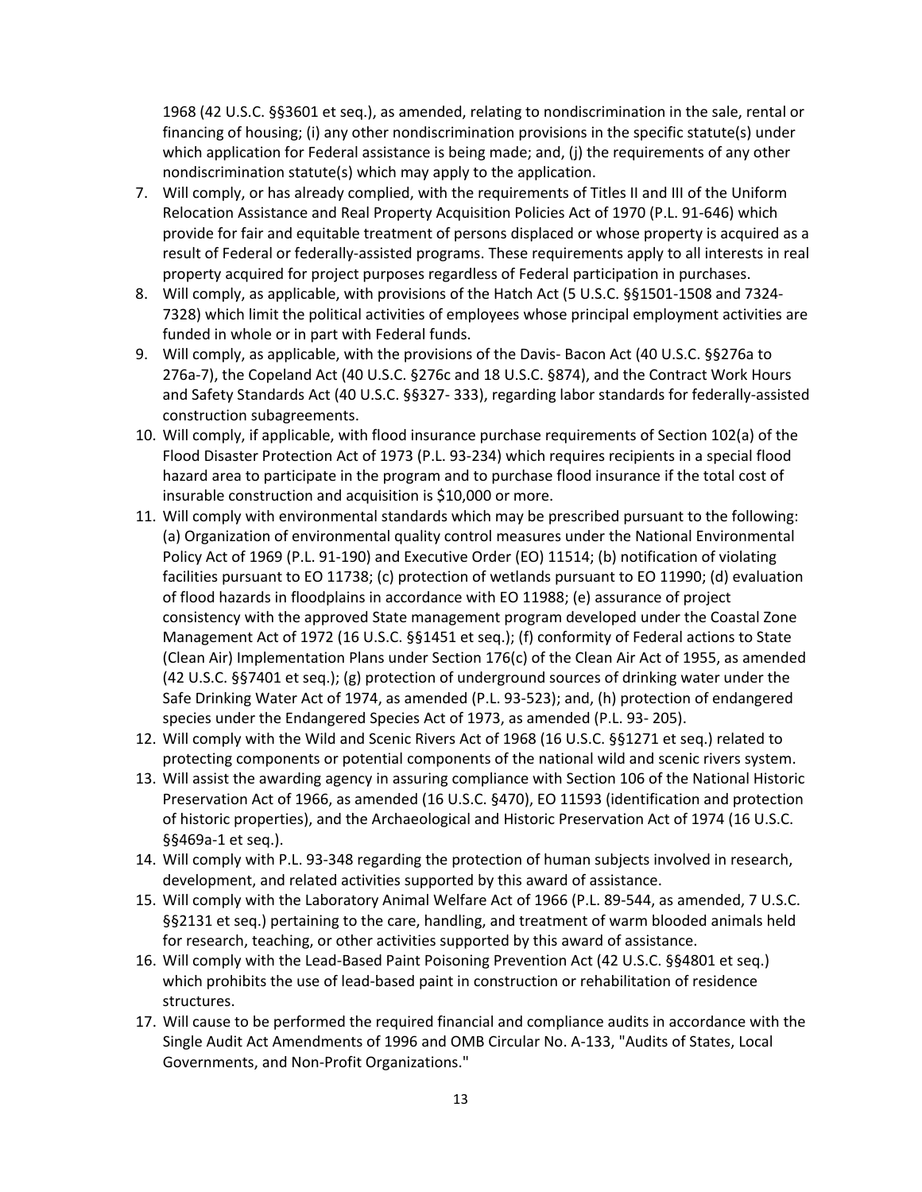1968 (42 U.S.C. §§3601 et seq.), as amended, relating to nondiscrimination in the sale, rental or financing of housing; (i) any other nondiscrimination provisions in the specific statute(s) under which application for Federal assistance is being made; and, (j) the requirements of any other nondiscrimination statute(s) which may apply to the application.

7. Will comply, or has already complied, with the requirements of Titles II and III of the Uniform Relocation Assistance and Real Property Acquisition Policies Act of 1970 (P.L. 91-646) which provide for fair and equitable treatment of persons displaced or whose property is acquired as a result of Federal or federally-assisted programs. These requirements apply to all interests in real property acquired for project purposes regardless of Federal participation in purchases.
8. Will comply, as applicable, with provisions of the Hatch Act (5 U.S.C. §§1501-1508 and 7324-7328) which limit the political activities of employees whose principal employment activities are funded in whole or in part with Federal funds.
9. Will comply, as applicable, with the provisions of the Davis- Bacon Act (40 U.S.C. §§276a to 276a-7), the Copeland Act (40 U.S.C. §276c and 18 U.S.C. §874), and the Contract Work Hours and Safety Standards Act (40 U.S.C. §§327- 333), regarding labor standards for federally-assisted construction subagreements.
10. Will comply, if applicable, with flood insurance purchase requirements of Section 102(a) of the Flood Disaster Protection Act of 1973 (P.L. 93-234) which requires recipients in a special flood hazard area to participate in the program and to purchase flood insurance if the total cost of insurable construction and acquisition is $10,000 or more.
11. Will comply with environmental standards which may be prescribed pursuant to the following: (a) Organization of environmental quality control measures under the National Environmental Policy Act of 1969 (P.L. 91-190) and Executive Order (EO) 11514; (b) notification of violating facilities pursuant to EO 11738; (c) protection of wetlands pursuant to EO 11990; (d) evaluation of flood hazards in floodplains in accordance with EO 11988; (e) assurance of project consistency with the approved State management program developed under the Coastal Zone Management Act of 1972 (16 U.S.C. §§1451 et seq.); (f) conformity of Federal actions to State (Clean Air) Implementation Plans under Section 176(c) of the Clean Air Act of 1955, as amended (42 U.S.C. §§7401 et seq.); (g) protection of underground sources of drinking water under the Safe Drinking Water Act of 1974, as amended (P.L. 93-523); and, (h) protection of endangered species under the Endangered Species Act of 1973, as amended (P.L. 93- 205).
12. Will comply with the Wild and Scenic Rivers Act of 1968 (16 U.S.C. §§1271 et seq.) related to protecting components or potential components of the national wild and scenic rivers system.
13. Will assist the awarding agency in assuring compliance with Section 106 of the National Historic Preservation Act of 1966, as amended (16 U.S.C. §470), EO 11593 (identification and protection of historic properties), and the Archaeological and Historic Preservation Act of 1974 (16 U.S.C. §§469a-1 et seq.).
14. Will comply with P.L. 93-348 regarding the protection of human subjects involved in research, development, and related activities supported by this award of assistance.
15. Will comply with the Laboratory Animal Welfare Act of 1966 (P.L. 89-544, as amended, 7 U.S.C. §§2131 et seq.) pertaining to the care, handling, and treatment of warm blooded animals held for research, teaching, or other activities supported by this award of assistance.
16. Will comply with the Lead-Based Paint Poisoning Prevention Act (42 U.S.C. §§4801 et seq.) which prohibits the use of lead-based paint in construction or rehabilitation of residence structures.
17. Will cause to be performed the required financial and compliance audits in accordance with the Single Audit Act Amendments of 1996 and OMB Circular No. A-133, "Audits of States, Local Governments, and Non-Profit Organizations."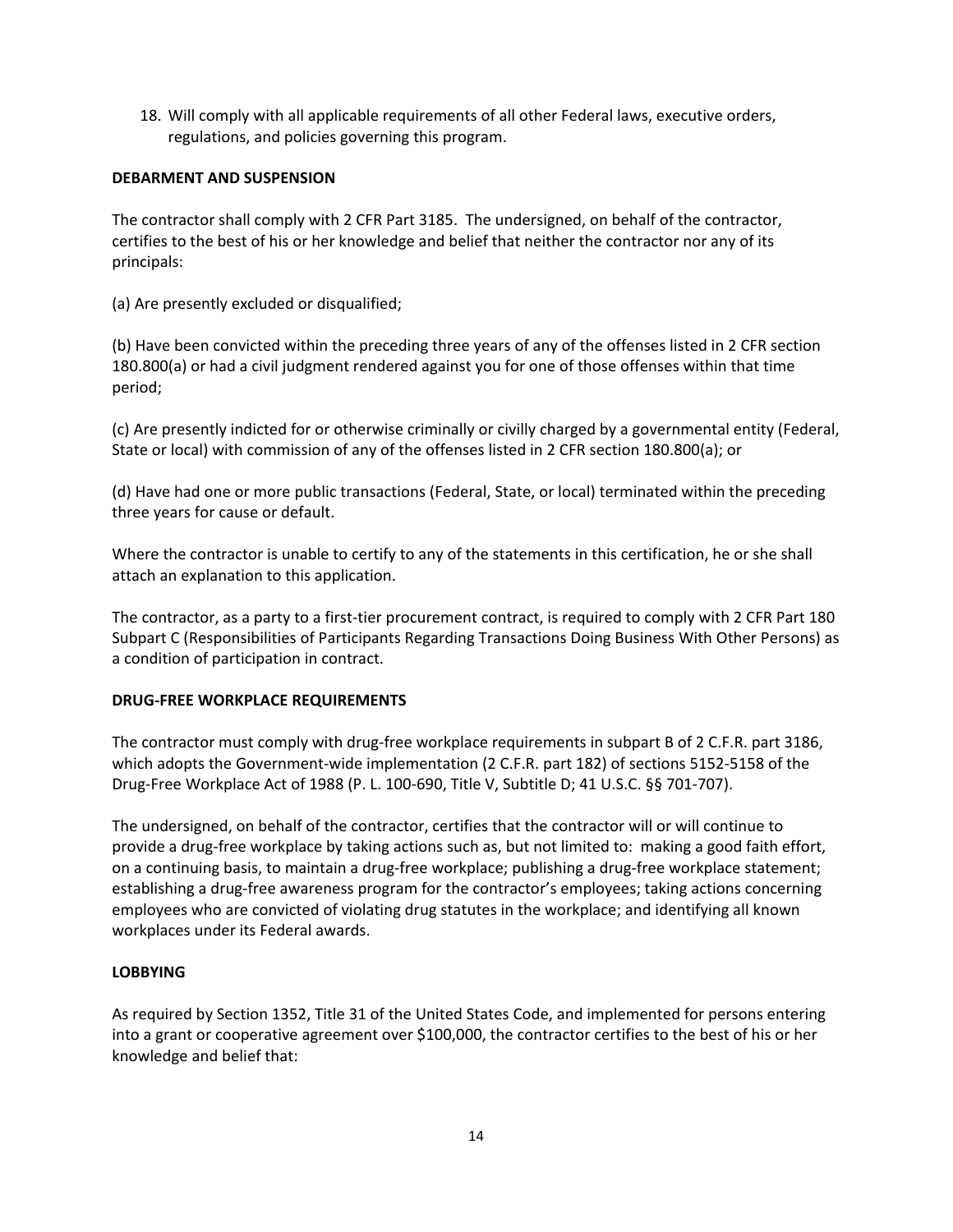18. Will comply with all applicable requirements of all other Federal laws, executive orders, regulations, and policies governing this program.

**DEBARMENT AND SUSPENSION**

The contractor shall comply with 2 CFR Part 3185. The undersigned, on behalf of the contractor, certifies to the best of his or her knowledge and belief that neither the contractor nor any of its principals:

(a) Are presently excluded or disqualified;

(b) Have been convicted within the preceding three years of any of the offenses listed in 2 CFR section 180.800(a) or had a civil judgment rendered against you for one of those offenses within that time period;

(c) Are presently indicted for or otherwise criminally or civilly charged by a governmental entity (Federal, State or local) with commission of any of the offenses listed in 2 CFR section 180.800(a); or

(d) Have had one or more public transactions (Federal, State, or local) terminated within the preceding three years for cause or default.

Where the contractor is unable to certify to any of the statements in this certification, he or she shall attach an explanation to this application.

The contractor, as a party to a first-tier procurement contract, is required to comply with 2 CFR Part 180 Subpart C (Responsibilities of Participants Regarding Transactions Doing Business With Other Persons) as a condition of participation in contract.

**DRUG-FREE WORKPLACE REQUIREMENTS**

The contractor must comply with drug-free workplace requirements in subpart B of 2 C.F.R. part 3186, which adopts the Government-wide implementation (2 C.F.R. part 182) of sections 5152-5158 of the Drug-Free Workplace Act of 1988 (P. L. 100-690, Title V, Subtitle D; 41 U.S.C. §§ 701-707).

The undersigned, on behalf of the contractor, certifies that the contractor will or will continue to provide a drug-free workplace by taking actions such as, but not limited to: making a good faith effort, on a continuing basis, to maintain a drug-free workplace; publishing a drug-free workplace statement; establishing a drug-free awareness program for the contractor's employees; taking actions concerning employees who are convicted of violating drug statutes in the workplace; and identifying all known workplaces under its Federal awards.

**LOBBYING**

As required by Section 1352, Title 31 of the United States Code, and implemented for persons entering into a grant or cooperative agreement over $100,000, the contractor certifies to the best of his or her knowledge and belief that: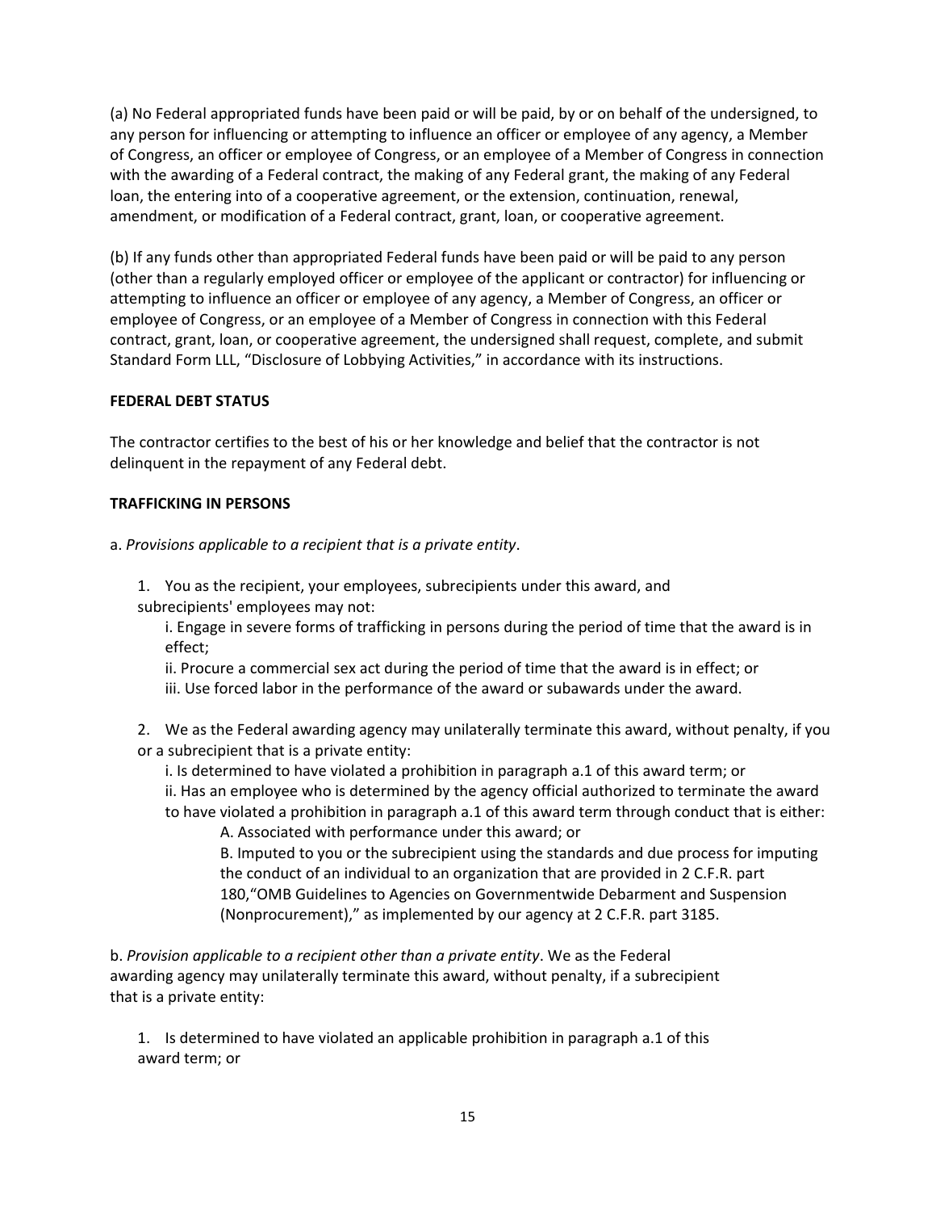(a) No Federal appropriated funds have been paid or will be paid, by or on behalf of the undersigned, to any person for influencing or attempting to influence an officer or employee of any agency, a Member of Congress, an officer or employee of Congress, or an employee of a Member of Congress in connection with the awarding of a Federal contract, the making of any Federal grant, the making of any Federal loan, the entering into of a cooperative agreement, or the extension, continuation, renewal, amendment, or modification of a Federal contract, grant, loan, or cooperative agreement.

(b) If any funds other than appropriated Federal funds have been paid or will be paid to any person (other than a regularly employed officer or employee of the applicant or contractor) for influencing or attempting to influence an officer or employee of any agency, a Member of Congress, an officer or employee of Congress, or an employee of a Member of Congress in connection with this Federal contract, grant, loan, or cooperative agreement, the undersigned shall request, complete, and submit Standard Form LLL, "Disclosure of Lobbying Activities," in accordance with its instructions.

**FEDERAL DEBT STATUS**

The contractor certifies to the best of his or her knowledge and belief that the contractor is not delinquent in the repayment of any Federal debt.

**TRAFFICKING IN PERSONS**

a. *Provisions applicable to a recipient that is a private entity*.

1. You as the recipient, your employees, subrecipients under this award, and subrecipients' employees may not:
   - i. Engage in severe forms of trafficking in persons during the period of time that the award is in effect;
   - ii. Procure a commercial sex act during the period of time that the award is in effect; or
   - iii. Use forced labor in the performance of the award or subawards under the award.

2. We as the Federal awarding agency may unilaterally terminate this award, without penalty, if you or a subrecipient that is a private entity:
   - i. Is determined to have violated a prohibition in paragraph a.1 of this award term; or
   - ii. Has an employee who is determined by the agency official authorized to terminate the award to have violated a prohibition in paragraph a.1 of this award term through conduct that is either:
     - A. Associated with performance under this award; or
     - B. Imputed to you or the subrecipient using the standards and due process for imputing the conduct of an individual to an organization that are provided in 2 C.F.R. part 180,"OMB Guidelines to Agencies on Governmentwide Debarment and Suspension (Nonprocurement)," as implemented by our agency at 2 C.F.R. part 3185.

b. *Provision applicable to a recipient other than a private entity*. We as the Federal awarding agency may unilaterally terminate this award, without penalty, if a subrecipient that is a private entity:

1. Is determined to have violated an applicable prohibition in paragraph a.1 of this award term; or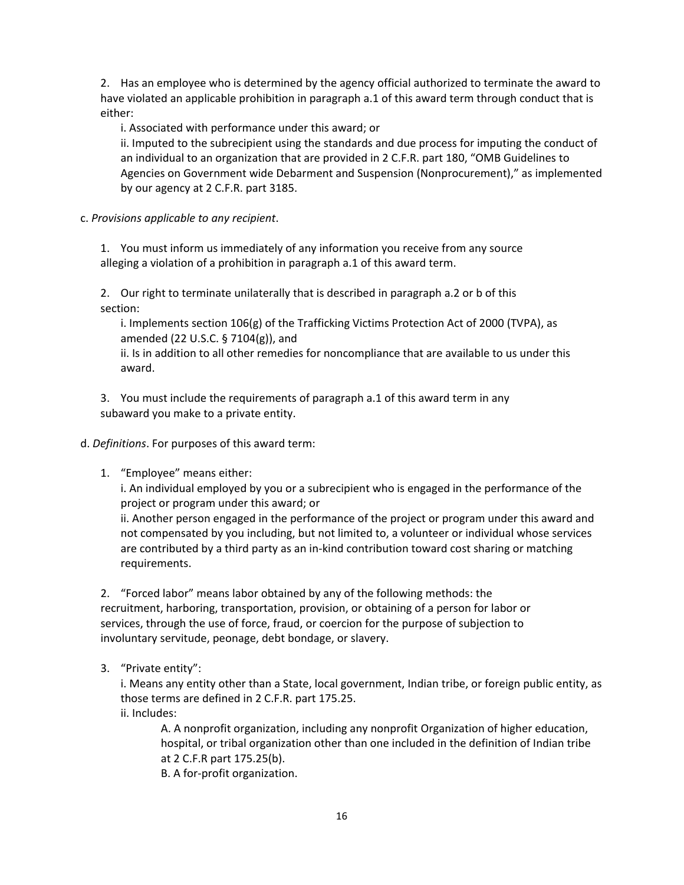2. Has an employee who is determined by the agency official authorized to terminate the award to have violated an applicable prohibition in paragraph a.1 of this award term through conduct that is either:

   i. Associated with performance under this award; or

   ii. Imputed to the subrecipient using the standards and due process for imputing the conduct of an individual to an organization that are provided in 2 C.F.R. part 180, "OMB Guidelines to Agencies on Government wide Debarment and Suspension (Nonprocurement)," as implemented by our agency at 2 C.F.R. part 3185.

c. *Provisions applicable to any recipient*.

1. You must inform us immediately of any information you receive from any source alleging a violation of a prohibition in paragraph a.1 of this award term.

2. Our right to terminate unilaterally that is described in paragraph a.2 or b of this section:

   i. Implements section 106(g) of the Trafficking Victims Protection Act of 2000 (TVPA), as amended (22 U.S.C. § 7104(g)), and

   ii. Is in addition to all other remedies for noncompliance that are available to us under this award.

3. You must include the requirements of paragraph a.1 of this award term in any subaward you make to a private entity.

d. *Definitions*. For purposes of this award term:

1. "Employee" means either:

   i. An individual employed by you or a subrecipient who is engaged in the performance of the project or program under this award; or

   ii. Another person engaged in the performance of the project or program under this award and not compensated by you including, but not limited to, a volunteer or individual whose services are contributed by a third party as an in-kind contribution toward cost sharing or matching requirements.

2. "Forced labor" means labor obtained by any of the following methods: the recruitment, harboring, transportation, provision, or obtaining of a person for labor or services, through the use of force, fraud, or coercion for the purpose of subjection to involuntary servitude, peonage, debt bondage, or slavery.

3. "Private entity":

   i. Means any entity other than a State, local government, Indian tribe, or foreign public entity, as those terms are defined in 2 C.F.R. part 175.25.

   ii. Includes:

      A. A nonprofit organization, including any nonprofit Organization of higher education, hospital, or tribal organization other than one included in the definition of Indian tribe at 2 C.F.R part 175.25(b).

      B. A for-profit organization.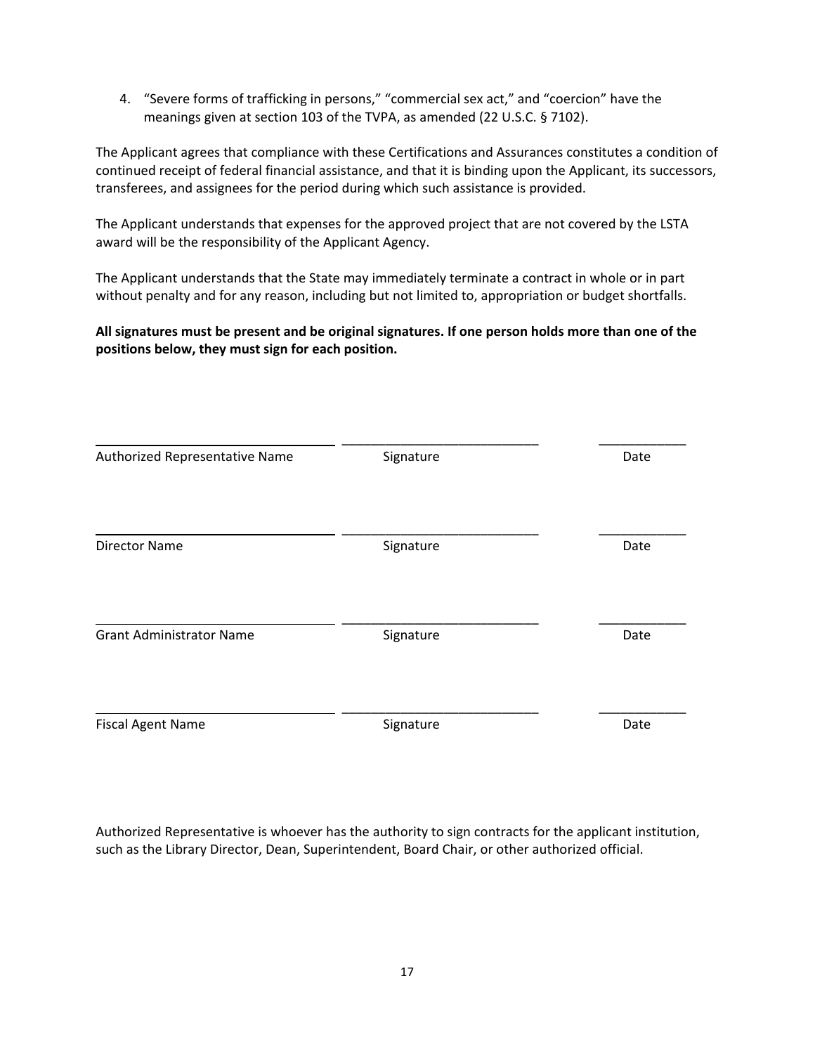4. "Severe forms of trafficking in persons," "commercial sex act," and "coercion" have the meanings given at section 103 of the TVPA, as amended (22 U.S.C. § 7102).

The Applicant agrees that compliance with these Certifications and Assurances constitutes a condition of continued receipt of federal financial assistance, and that it is binding upon the Applicant, its successors, transferees, and assignees for the period during which such assistance is provided.

The Applicant understands that expenses for the approved project that are not covered by the LSTA award will be the responsibility of the Applicant Agency.

The Applicant understands that the State may immediately terminate a contract in whole or in part without penalty and for any reason, including but not limited to, appropriation or budget shortfalls.

**All signatures must be present and be original signatures. If one person holds more than one of the positions below, they must sign for each position.**

| Authorized Representative Name | Signature | Date |
| --- | --- | --- |
| Director Name | Signature | Date |
| Grant Administrator Name | Signature | Date |
| Fiscal Agent Name | Signature | Date |

Authorized Representative is whoever has the authority to sign contracts for the applicant institution, such as the Library Director, Dean, Superintendent, Board Chair, or other authorized official.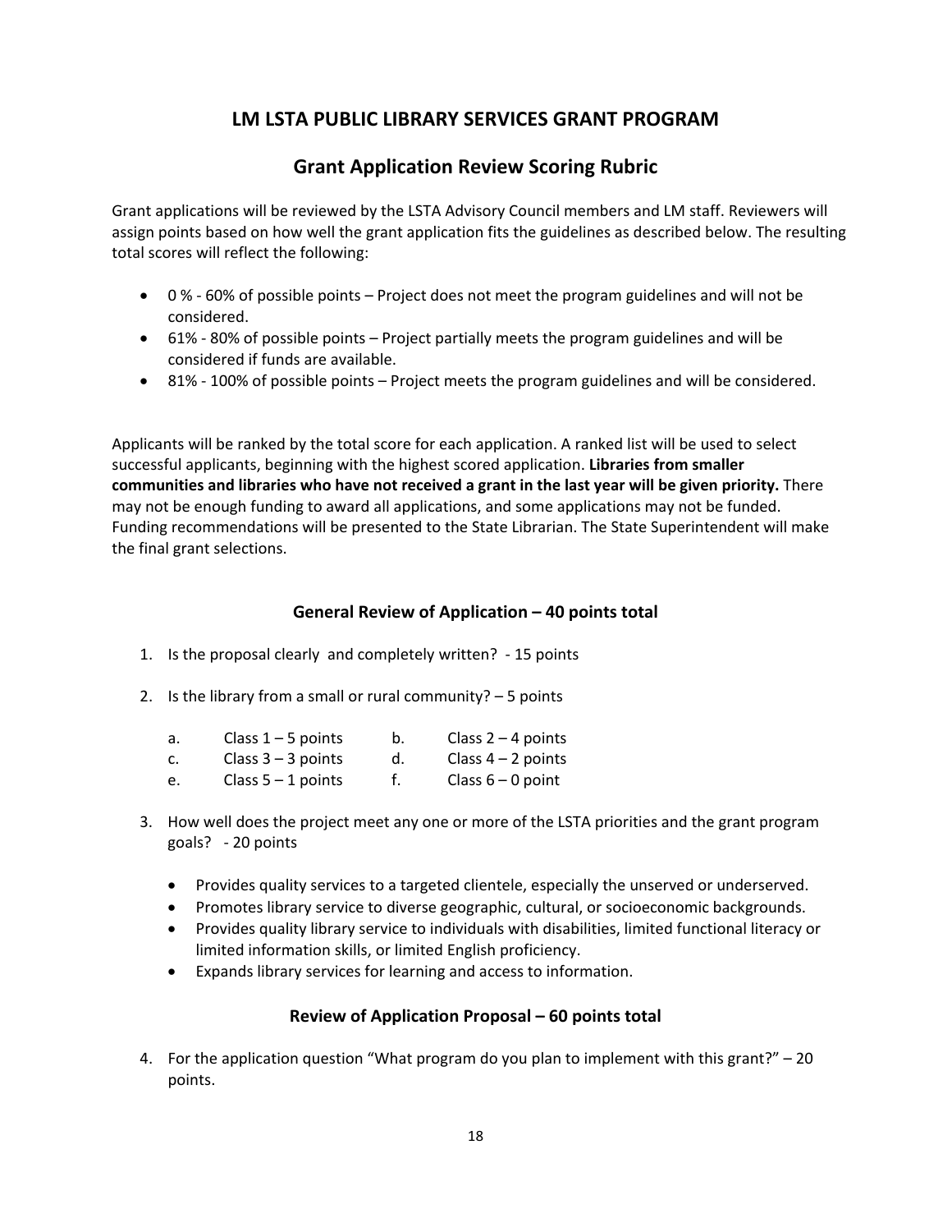## LM LSTA PUBLIC LIBRARY SERVICES GRANT PROGRAM

## Grant Application Review Scoring Rubric

Grant applications will be reviewed by the LSTA Advisory Council members and LM staff. Reviewers will assign points based on how well the grant application fits the guidelines as described below. The resulting total scores will reflect the following:

- 0 % - 60% of possible points – Project does not meet the program guidelines and will not be considered.
- 61% - 80% of possible points – Project partially meets the program guidelines and will be considered if funds are available.
- 81% - 100% of possible points – Project meets the program guidelines and will be considered.

Applicants will be ranked by the total score for each application. A ranked list will be used to select successful applicants, beginning with the highest scored application. **Libraries from smaller communities and libraries who have not received a grant in the last year will be given priority.** There may not be enough funding to award all applications, and some applications may not be funded. Funding recommendations will be presented to the State Librarian. The State Superintendent will make the final grant selections.

### General Review of Application – 40 points total

1. Is the proposal clearly and completely written? - 15 points

2. Is the library from a small or rural community? – 5 points

   a. Class 1 – 5 points
   b. Class 2 – 4 points
   c. Class 3 – 3 points
   d. Class 4 – 2 points
   e. Class 5 – 1 points
   f. Class 6 – 0 point

3. How well does the project meet any one or more of the LSTA priorities and the grant program goals? - 20 points

   - Provides quality services to a targeted clientele, especially the unserved or underserved.
   - Promotes library service to diverse geographic, cultural, or socioeconomic backgrounds.
   - Provides quality library service to individuals with disabilities, limited functional literacy or limited information skills, or limited English proficiency.
   - Expands library services for learning and access to information.

### Review of Application Proposal – 60 points total

4. For the application question "What program do you plan to implement with this grant?" – 20 points.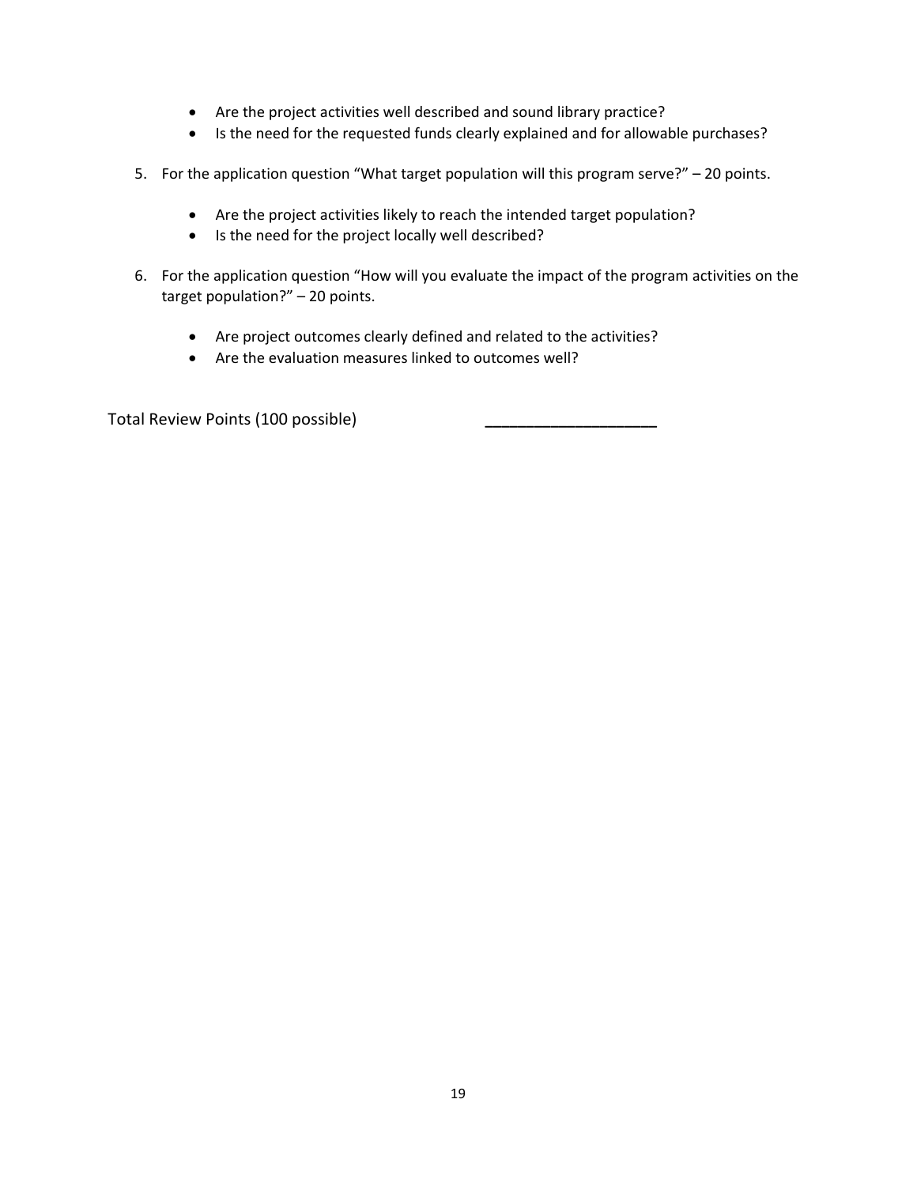- Are the project activities well described and sound library practice?
- Is the need for the requested funds clearly explained and for allowable purchases?

5. For the application question "What target population will this program serve?" – 20 points.

    - Are the project activities likely to reach the intended target population?
    - Is the need for the project locally well described?

6. For the application question "How will you evaluate the impact of the program activities on the target population?" – 20 points.

    - Are project outcomes clearly defined and related to the activities?
    - Are the evaluation measures linked to outcomes well?

Total Review Points (100 possible) ____________________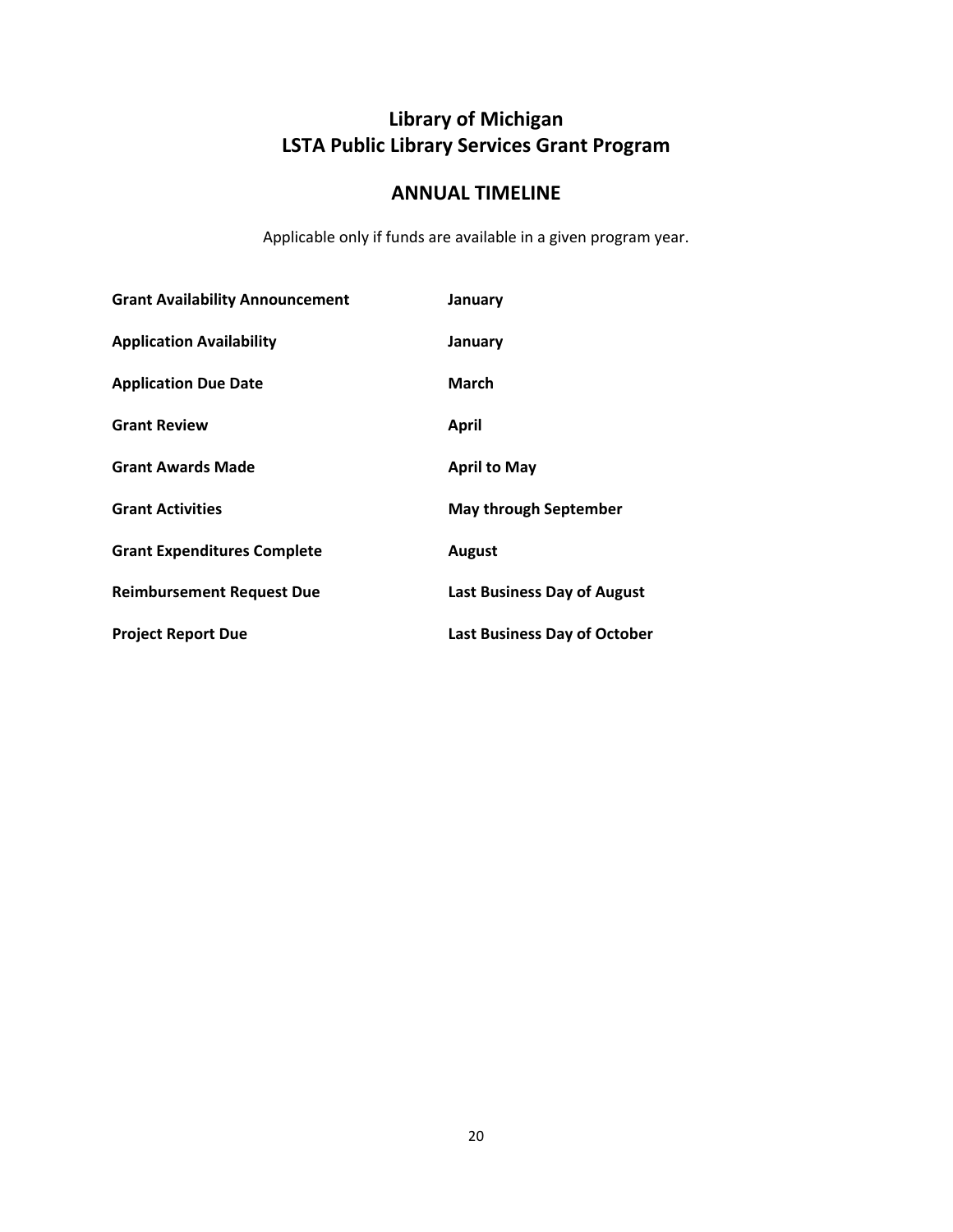# Library of Michigan
# LSTA Public Library Services Grant Program

## ANNUAL TIMELINE

Applicable only if funds are available in a given program year.

| | |
|---|---|
| **Grant Availability Announcement** | **January** |
| **Application Availability** | **January** |
| **Application Due Date** | **March** |
| **Grant Review** | **April** |
| **Grant Awards Made** | **April to May** |
| **Grant Activities** | **May through September** |
| **Grant Expenditures Complete** | **August** |
| **Reimbursement Request Due** | **Last Business Day of August** |
| **Project Report Due** | **Last Business Day of October** |